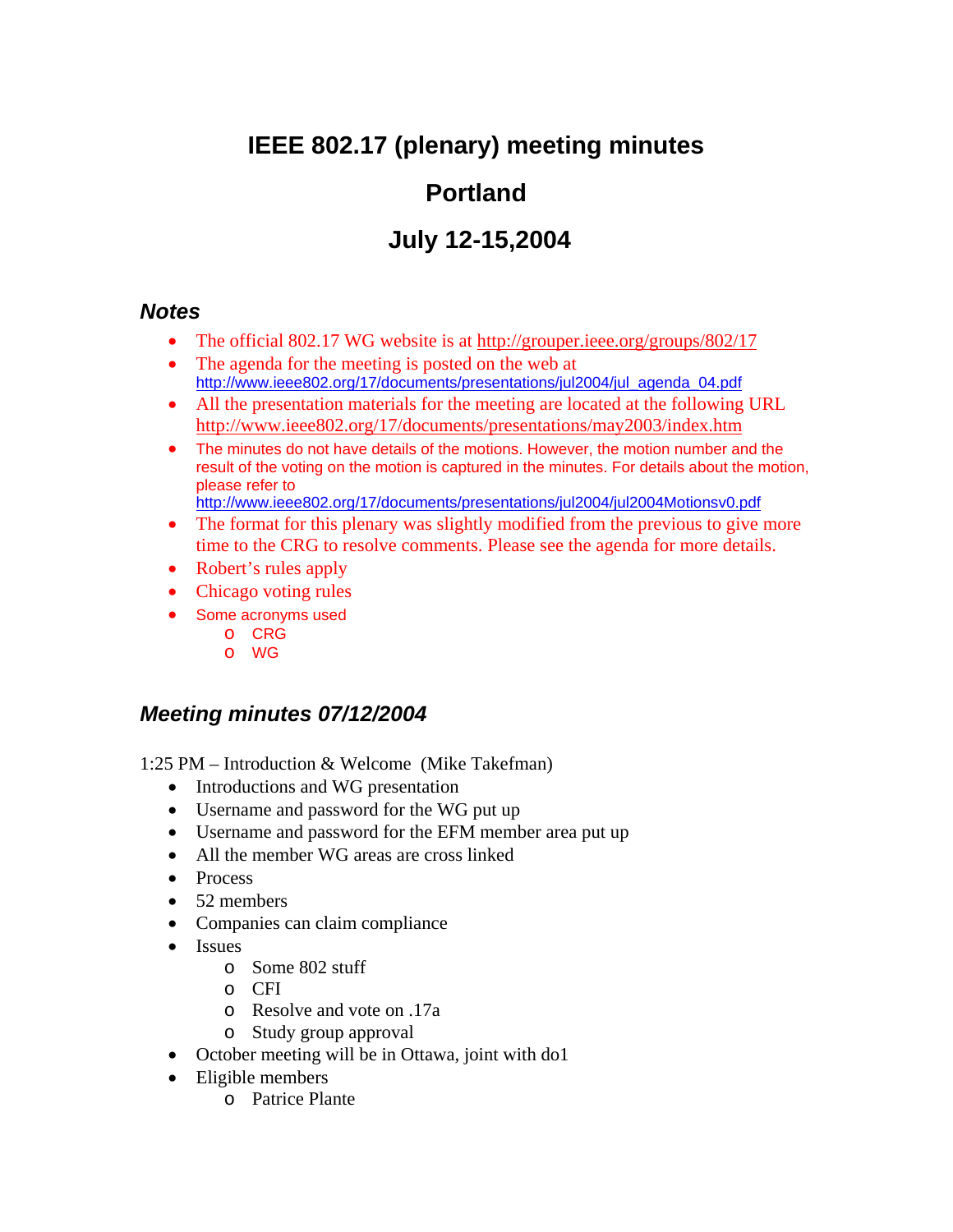# IEEE 802.17 (plenary) meeting minutes

# Portland

# July 12-15,2004

## *Notes*

- The official 802.17 WG website is at http://grouper.ieee.org/groups/802/17
- The agenda for the meeting is posted on the web at http://www.ieee802.org/17/documents/presentations/jul2004/jul_agenda_04.pdf
- All the presentation materials for the meeting are located at the following URL http://www.ieee802.org/17/documents/presentations/may2003/index.htm
- The minutes do not have details of the motions. However, the motion number and the result of the voting on the motion is captured in the minutes. For details about the motion, please refer to http://www.ieee802.org/17/documents/presentations/jul2004/jul2004Motionsv0.pdf
- The format for this plenary was slightly modified from the previous to give more time to the CRG to resolve comments. Please see the agenda for more details.
- Robert's rules apply
- Chicago voting rules
- Some acronyms used
  - CRG
  - WG

## *Meeting minutes 07/12/2004*

1:25 PM – Introduction & Welcome (Mike Takefman)

- Introductions and WG presentation
- Username and password for the WG put up
- Username and password for the EFM member area put up
- All the member WG areas are cross linked
- Process
- 52 members
- Companies can claim compliance
- Issues
  - Some 802 stuff
  - CFI
  - Resolve and vote on .17a
  - Study group approval
- October meeting will be in Ottawa, joint with do1
- Eligible members
  - Patrice Plante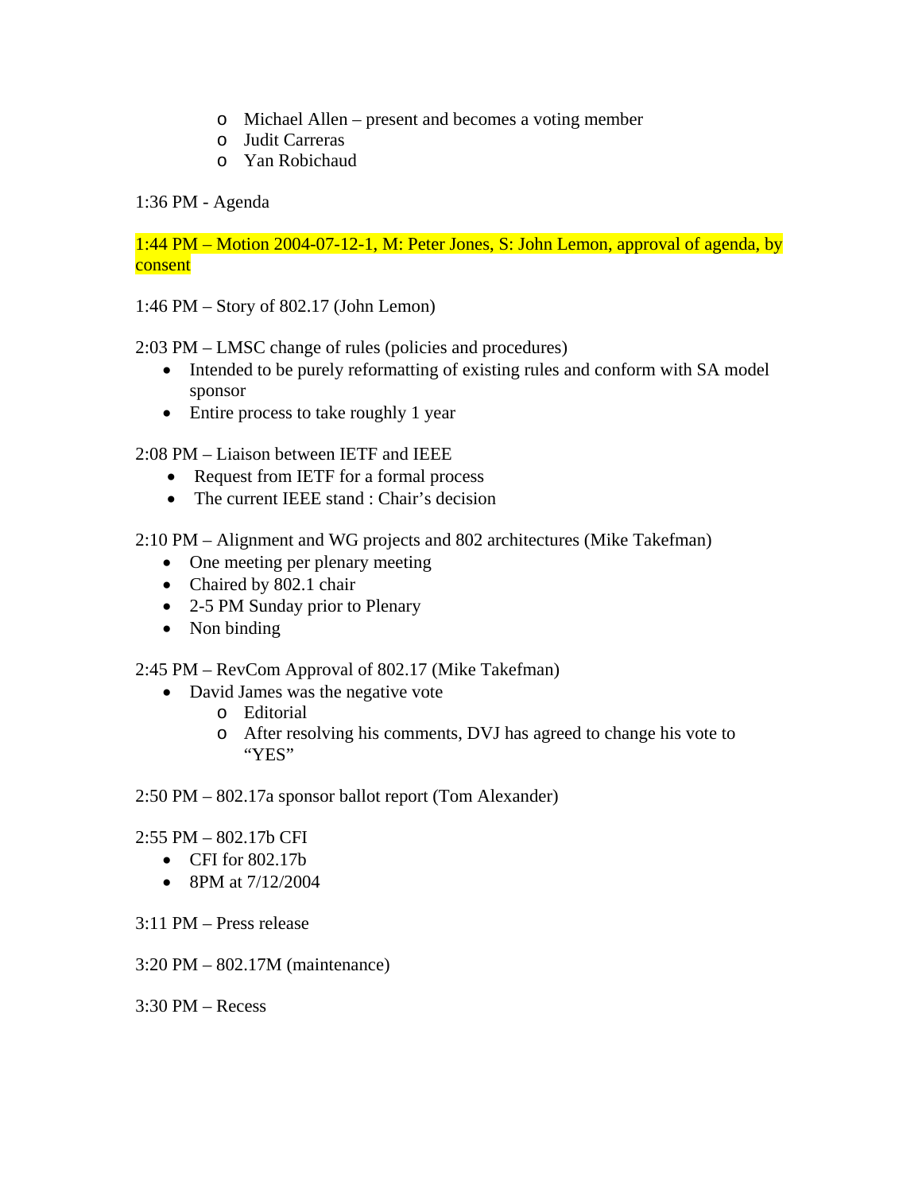- Michael Allen – present and becomes a voting member
  - Judit Carreras
  - Yan Robichaud

1:36 PM - Agenda

1:44 PM – Motion 2004-07-12-1, M: Peter Jones, S: John Lemon, approval of agenda, by consent

1:46 PM – Story of 802.17 (John Lemon)

2:03 PM – LMSC change of rules (policies and procedures)

- Intended to be purely reformatting of existing rules and conform with SA model sponsor
- Entire process to take roughly 1 year

2:08 PM – Liaison between IETF and IEEE

- Request from IETF for a formal process
- The current IEEE stand : Chair's decision

2:10 PM – Alignment and WG projects and 802 architectures (Mike Takefman)

- One meeting per plenary meeting
- Chaired by 802.1 chair
- 2-5 PM Sunday prior to Plenary
- Non binding

2:45 PM – RevCom Approval of 802.17 (Mike Takefman)

- David James was the negative vote
  - Editorial
  - After resolving his comments, DVJ has agreed to change his vote to "YES"

2:50 PM – 802.17a sponsor ballot report (Tom Alexander)

2:55 PM – 802.17b CFI

- CFI for 802.17b
- 8PM at 7/12/2004

3:11 PM – Press release

3:20 PM – 802.17M (maintenance)

3:30 PM – Recess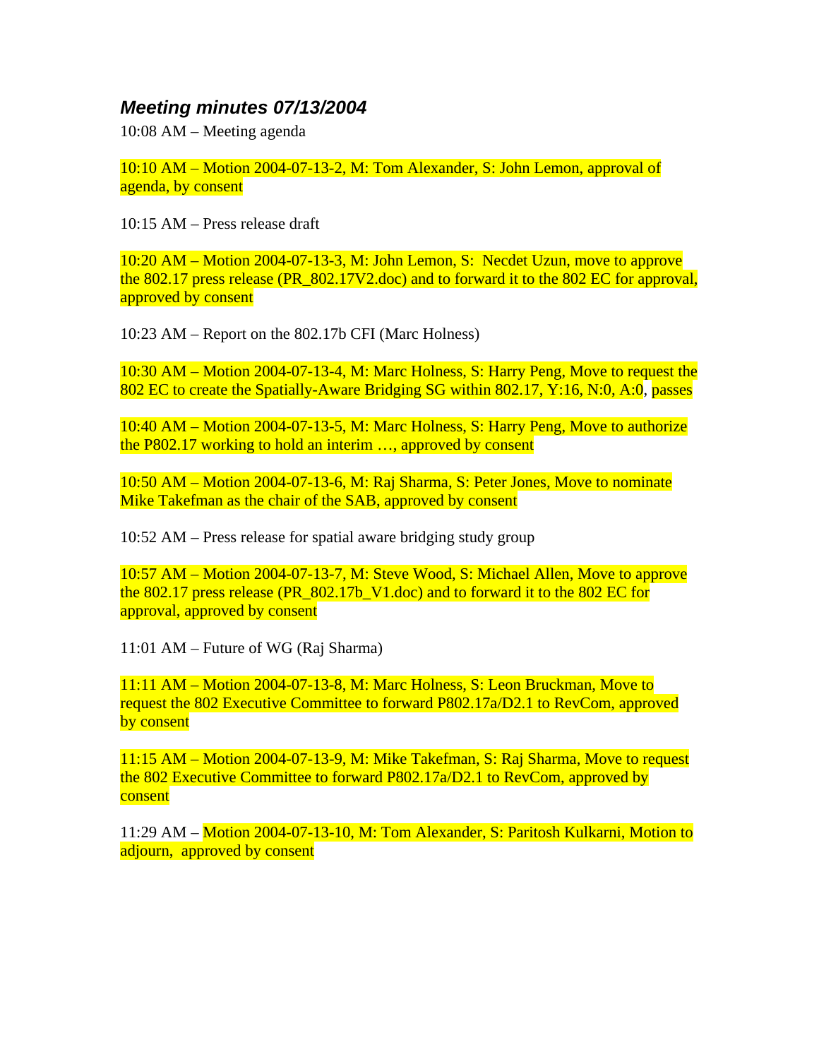## *Meeting minutes 07/13/2004*

10:08 AM – Meeting agenda

10:10 AM – Motion 2004-07-13-2, M: Tom Alexander, S: John Lemon, approval of agenda, by consent

10:15 AM – Press release draft

10:20 AM – Motion 2004-07-13-3, M: John Lemon, S: Necdet Uzun, move to approve the 802.17 press release (PR_802.17V2.doc) and to forward it to the 802 EC for approval, approved by consent

10:23 AM – Report on the 802.17b CFI (Marc Holness)

10:30 AM – Motion 2004-07-13-4, M: Marc Holness, S: Harry Peng, Move to request the 802 EC to create the Spatially-Aware Bridging SG within 802.17, Y:16, N:0, A:0, passes

10:40 AM – Motion 2004-07-13-5, M: Marc Holness, S: Harry Peng, Move to authorize the P802.17 working to hold an interim …, approved by consent

10:50 AM – Motion 2004-07-13-6, M: Raj Sharma, S: Peter Jones, Move to nominate Mike Takefman as the chair of the SAB, approved by consent

10:52 AM – Press release for spatial aware bridging study group

10:57 AM – Motion 2004-07-13-7, M: Steve Wood, S: Michael Allen, Move to approve the 802.17 press release (PR_802.17b_V1.doc) and to forward it to the 802 EC for approval, approved by consent

11:01 AM – Future of WG (Raj Sharma)

11:11 AM – Motion 2004-07-13-8, M: Marc Holness, S: Leon Bruckman, Move to request the 802 Executive Committee to forward P802.17a/D2.1 to RevCom, approved by consent

11:15 AM – Motion 2004-07-13-9, M: Mike Takefman, S: Raj Sharma, Move to request the 802 Executive Committee to forward P802.17a/D2.1 to RevCom, approved by consent

11:29 AM – Motion 2004-07-13-10, M: Tom Alexander, S: Paritosh Kulkarni, Motion to adjourn, approved by consent